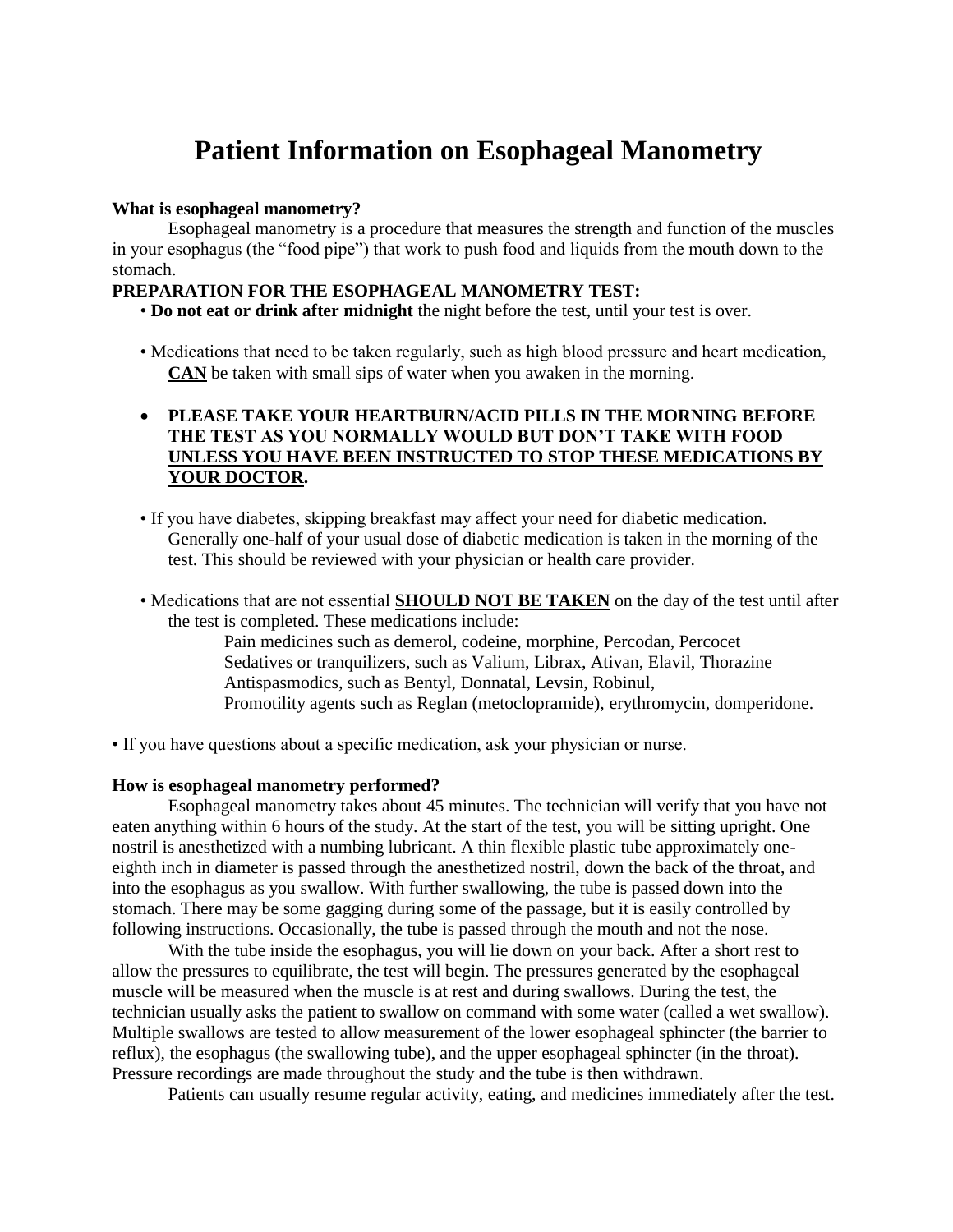# Patient Information on Esophageal Manometry

**What is esophageal manometry?**

Esophageal manometry is a procedure that measures the strength and function of the muscles in your esophagus (the "food pipe") that work to push food and liquids from the mouth down to the stomach.

**PREPARATION FOR THE ESOPHAGEAL MANOMETRY TEST:**

- **Do not eat or drink after midnight** the night before the test, until your test is over.
- Medications that need to be taken regularly, such as high blood pressure and heart medication, **CAN** be taken with small sips of water when you awaken in the morning.
- **PLEASE TAKE YOUR HEARTBURN/ACID PILLS IN THE MORNING BEFORE THE TEST AS YOU NORMALLY WOULD BUT DON'T TAKE WITH FOOD UNLESS YOU HAVE BEEN INSTRUCTED TO STOP THESE MEDICATIONS BY YOUR DOCTOR.**
- If you have diabetes, skipping breakfast may affect your need for diabetic medication. Generally one-half of your usual dose of diabetic medication is taken in the morning of the test. This should be reviewed with your physician or health care provider.
- Medications that are not essential **SHOULD NOT BE TAKEN** on the day of the test until after the test is completed. These medications include:
  - Pain medicines such as demerol, codeine, morphine, Percodan, Percocet
  - Sedatives or tranquilizers, such as Valium, Librax, Ativan, Elavil, Thorazine
  - Antispasmodics, such as Bentyl, Donnatal, Levsin, Robinul,
  - Promotility agents such as Reglan (metoclopramide), erythromycin, domperidone.

- If you have questions about a specific medication, ask your physician or nurse.

**How is esophageal manometry performed?**

Esophageal manometry takes about 45 minutes. The technician will verify that you have not eaten anything within 6 hours of the study. At the start of the test, you will be sitting upright. One nostril is anesthetized with a numbing lubricant. A thin flexible plastic tube approximately one-eighth inch in diameter is passed through the anesthetized nostril, down the back of the throat, and into the esophagus as you swallow. With further swallowing, the tube is passed down into the stomach. There may be some gagging during some of the passage, but it is easily controlled by following instructions. Occasionally, the tube is passed through the mouth and not the nose.

With the tube inside the esophagus, you will lie down on your back. After a short rest to allow the pressures to equilibrate, the test will begin. The pressures generated by the esophageal muscle will be measured when the muscle is at rest and during swallows. During the test, the technician usually asks the patient to swallow on command with some water (called a wet swallow). Multiple swallows are tested to allow measurement of the lower esophageal sphincter (the barrier to reflux), the esophagus (the swallowing tube), and the upper esophageal sphincter (in the throat). Pressure recordings are made throughout the study and the tube is then withdrawn.

Patients can usually resume regular activity, eating, and medicines immediately after the test.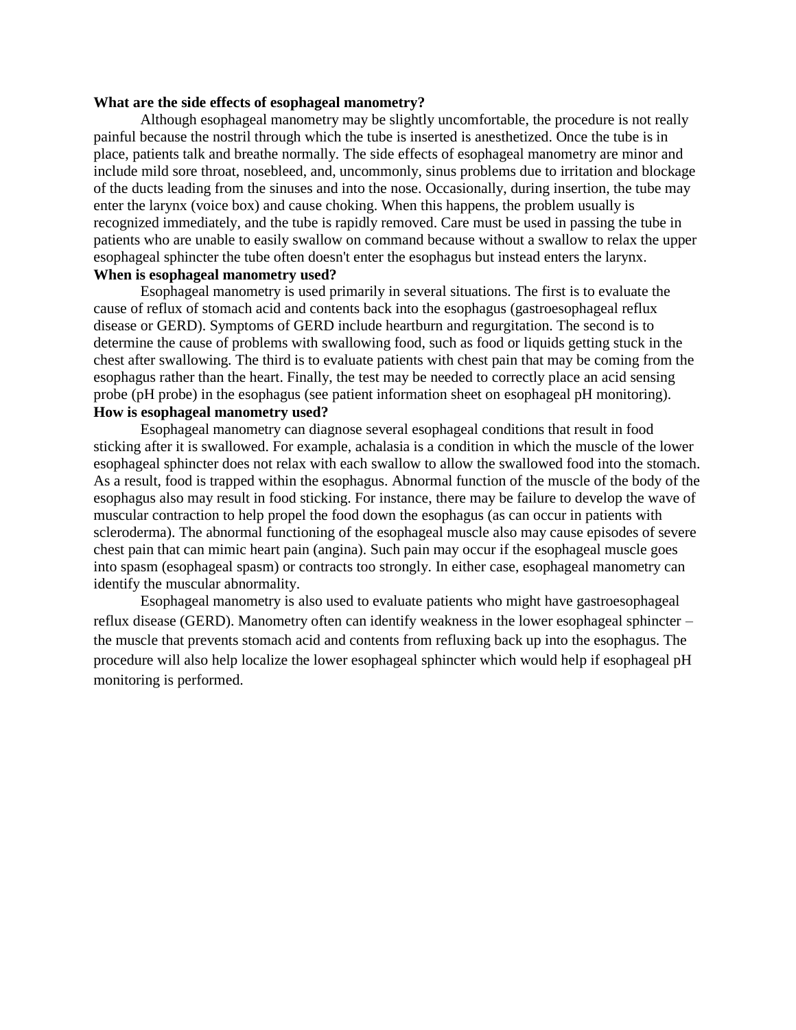**What are the side effects of esophageal manometry?**

Although esophageal manometry may be slightly uncomfortable, the procedure is not really painful because the nostril through which the tube is inserted is anesthetized. Once the tube is in place, patients talk and breathe normally. The side effects of esophageal manometry are minor and include mild sore throat, nosebleed, and, uncommonly, sinus problems due to irritation and blockage of the ducts leading from the sinuses and into the nose. Occasionally, during insertion, the tube may enter the larynx (voice box) and cause choking. When this happens, the problem usually is recognized immediately, and the tube is rapidly removed. Care must be used in passing the tube in patients who are unable to easily swallow on command because without a swallow to relax the upper esophageal sphincter the tube often doesn't enter the esophagus but instead enters the larynx.

**When is esophageal manometry used?**

Esophageal manometry is used primarily in several situations. The first is to evaluate the cause of reflux of stomach acid and contents back into the esophagus (gastroesophageal reflux disease or GERD). Symptoms of GERD include heartburn and regurgitation. The second is to determine the cause of problems with swallowing food, such as food or liquids getting stuck in the chest after swallowing. The third is to evaluate patients with chest pain that may be coming from the esophagus rather than the heart. Finally, the test may be needed to correctly place an acid sensing probe (pH probe) in the esophagus (see patient information sheet on esophageal pH monitoring).

**How is esophageal manometry used?**

Esophageal manometry can diagnose several esophageal conditions that result in food sticking after it is swallowed. For example, achalasia is a condition in which the muscle of the lower esophageal sphincter does not relax with each swallow to allow the swallowed food into the stomach. As a result, food is trapped within the esophagus. Abnormal function of the muscle of the body of the esophagus also may result in food sticking. For instance, there may be failure to develop the wave of muscular contraction to help propel the food down the esophagus (as can occur in patients with scleroderma). The abnormal functioning of the esophageal muscle also may cause episodes of severe chest pain that can mimic heart pain (angina). Such pain may occur if the esophageal muscle goes into spasm (esophageal spasm) or contracts too strongly. In either case, esophageal manometry can identify the muscular abnormality.

Esophageal manometry is also used to evaluate patients who might have gastroesophageal reflux disease (GERD). Manometry often can identify weakness in the lower esophageal sphincter – the muscle that prevents stomach acid and contents from refluxing back up into the esophagus. The procedure will also help localize the lower esophageal sphincter which would help if esophageal pH monitoring is performed.